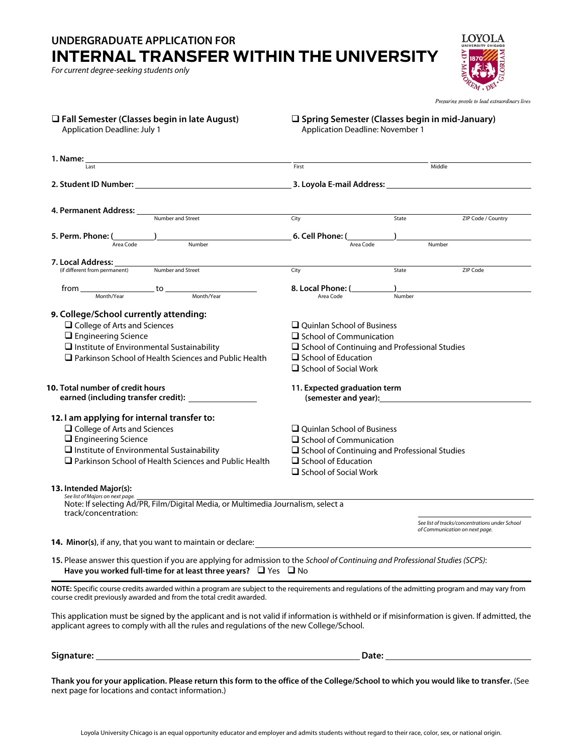# UNDERGRADUATE APPLICATION FOR INTERNAL TRANSFER WITHIN THE UNIVERSITY

*For current degree-seeking students only*

LOYOLA UNIVERSITY CHICAGO

*Preparing people to lead extraordinary lives*

☐ **Fall Semester (Classes begin in late August)**
Application Deadline: July 1

☐ **Spring Semester (Classes begin in mid-January)**
Application Deadline: November 1

**1. Name:** ____________________ ____________________ ____________________
Last First Middle

**2. Student ID Number:** ____________________ **3. Loyola E-mail Address:** ____________________

**4. Permanent Address:** ____________________ ____________________ ____________________ ____________________
Number and Street City State ZIP Code / Country

**5. Perm. Phone:** (________) ____________________ **6. Cell Phone:** (________) ____________________
Area Code Number Area Code Number

**7. Local Address:** ____________________ ____________________ ____________________ ____________________
(if different from permanent) Number and Street City State ZIP Code

from ____________ to ____________ **8. Local Phone:** (________) ____________________
Month/Year Month/Year Area Code Number

**9. College/School currently attending:**

- ☐ College of Arts and Sciences
- ☐ Engineering Science
- ☐ Institute of Environmental Sustainability
- ☐ Parkinson School of Health Sciences and Public Health
- ☐ Quinlan School of Business
- ☐ School of Communication
- ☐ School of Continuing and Professional Studies
- ☐ School of Education
- ☐ School of Social Work

**10. Total number of credit hours earned (including transfer credit):** ____________

**11. Expected graduation term (semester and year):** ____________________

**12. I am applying for internal transfer to:**

- ☐ College of Arts and Sciences
- ☐ Engineering Science
- ☐ Institute of Environmental Sustainability
- ☐ Parkinson School of Health Sciences and Public Health
- ☐ Quinlan School of Business
- ☐ School of Communication
- ☐ School of Continuing and Professional Studies
- ☐ School of Education
- ☐ School of Social Work

**13. Intended Major(s):** ____________________
*See list of Majors on next page.*
Note: If selecting Ad/PR, Film/Digital Media, or Multimedia Journalism, select a track/concentration: ____________________
*See list of tracks/concentrations under School of Communication on next page.*

**14. Minor(s)**, if any, that you want to maintain or declare: ____________________

**15.** Please answer this question if you are applying for admission to the *School of Continuing and Professional Studies (SCPS)*:
**Have you worked full-time for at least three years?** ☐ Yes ☐ No

**NOTE:** Specific course credits awarded within a program are subject to the requirements and regulations of the admitting program and may vary from course credit previously awarded and from the total credit awarded.

This application must be signed by the applicant and is not valid if information is withheld or if misinformation is given. If admitted, the applicant agrees to comply with all the rules and regulations of the new College/School.

**Signature:** ______________________________ **Date:** ____________________

**Thank you for your application. Please return this form to the office of the College/School to which you would like to transfer.** (See next page for locations and contact information.)

Loyola University Chicago is an equal opportunity educator and employer and admits students without regard to their race, color, sex, or national origin.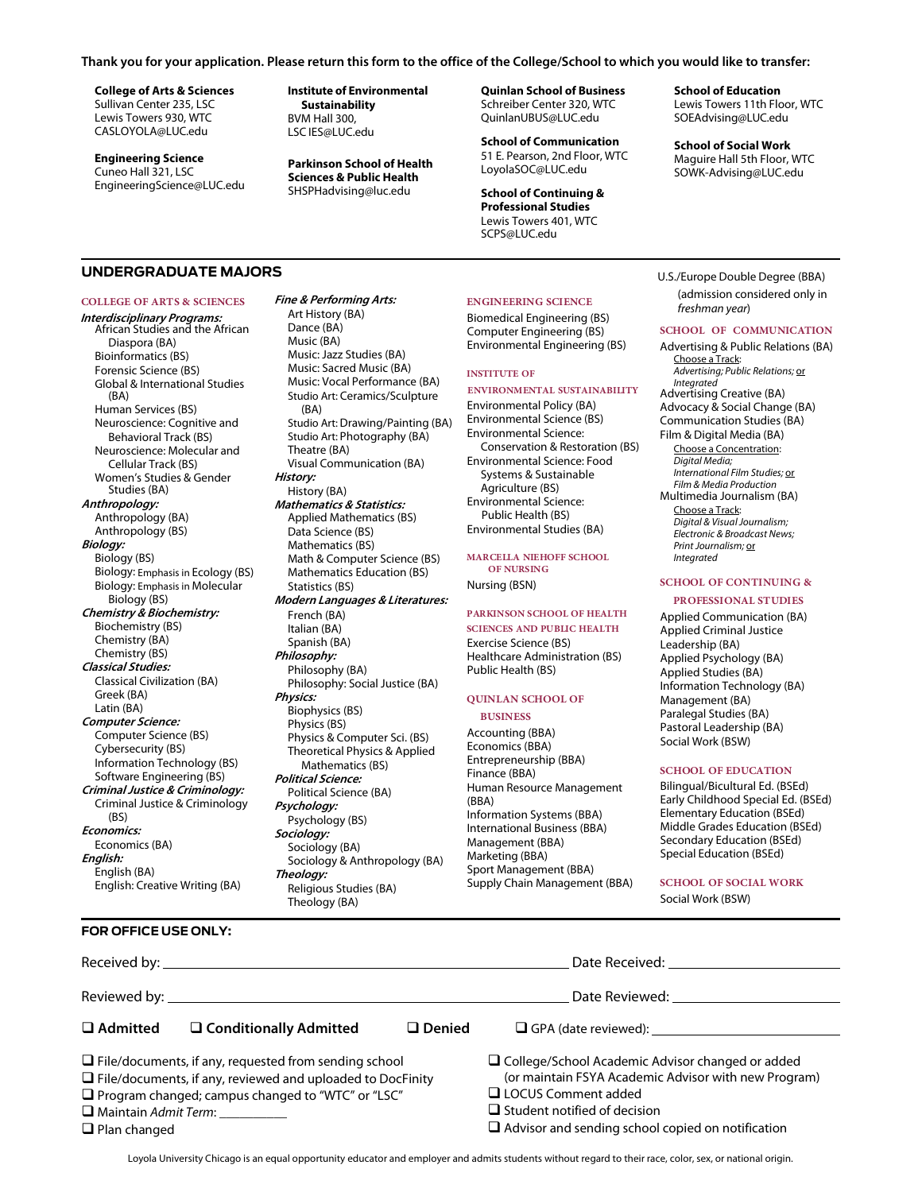**Thank you for your application. Please return this form to the office of the College/School to which you would like to transfer:**

**College of Arts & Sciences**
Sullivan Center 235, LSC
Lewis Towers 930, WTC
CASLOYOLA@LUC.edu

**Engineering Science**
Cuneo Hall 321, LSC
EngineeringScience@LUC.edu

**Institute of Environmental Sustainability**
BVM Hall 300,
LSC IES@LUC.edu

**Parkinson School of Health Sciences & Public Health**
SHSPHadvising@luc.edu

**Quinlan School of Business**
Schreiber Center 320, WTC
QuinlanUBUS@LUC.edu

**School of Communication**
51 E. Pearson, 2nd Floor, WTC
LoyolaSOC@LUC.edu

**School of Continuing & Professional Studies**
Lewis Towers 401, WTC
SCPS@LUC.edu

**School of Education**
Lewis Towers 11th Floor, WTC
SOEAdvising@LUC.edu

**School of Social Work**
Maguire Hall 5th Floor, WTC
SOWK-Advising@LUC.edu

## UNDERGRADUATE MAJORS

### COLLEGE OF ARTS & SCIENCES

***Interdisciplinary Programs:***
- African Studies and the African Diaspora (BA)
- Bioinformatics (BS)
- Forensic Science (BS)
- Global & International Studies (BA)
- Human Services (BS)
- Neuroscience: Cognitive and Behavioral Track (BS)
- Neuroscience: Molecular and Cellular Track (BS)
- Women's Studies & Gender Studies (BA)

***Anthropology:***
- Anthropology (BA)
- Anthropology (BS)

***Biology:***
- Biology (BS)
- Biology: Emphasis in Ecology (BS)
- Biology: Emphasis in Molecular Biology (BS)

***Chemistry & Biochemistry:***
- Biochemistry (BS)
- Chemistry (BA)
- Chemistry (BS)

***Classical Studies:***
- Classical Civilization (BA)
- Greek (BA)
- Latin (BA)

***Computer Science:***
- Computer Science (BS)
- Cybersecurity (BS)
- Information Technology (BS)
- Software Engineering (BS)

***Criminal Justice & Criminology:***
- Criminal Justice & Criminology (BS)

***Economics:***
- Economics (BA)

***English:***
- English (BA)
- English: Creative Writing (BA)

***Fine & Performing Arts:***
- Art History (BA)
- Dance (BA)
- Music (BA)
- Music: Jazz Studies (BA)
- Music: Sacred Music (BA)
- Music: Vocal Performance (BA)
- Studio Art: Ceramics/Sculpture (BA)
- Studio Art: Drawing/Painting (BA)
- Studio Art: Photography (BA)
- Theatre (BA)
- Visual Communication (BA)

***History:***
- History (BA)

***Mathematics & Statistics:***
- Applied Mathematics (BS)
- Data Science (BS)
- Mathematics (BS)
- Math & Computer Science (BS)
- Mathematics Education (BS)
- Statistics (BS)

***Modern Languages & Literatures:***
- French (BA)
- Italian (BA)
- Spanish (BA)

***Philosophy:***
- Philosophy (BA)
- Philosophy: Social Justice (BA)

***Physics:***
- Biophysics (BS)
- Physics (BS)
- Physics & Computer Sci. (BS)
- Theoretical Physics & Applied Mathematics (BS)

***Political Science:***
- Political Science (BA)

***Psychology:***
- Psychology (BS)

***Sociology:***
- Sociology (BA)
- Sociology & Anthropology (BA)

***Theology:***
- Religious Studies (BA)
- Theology (BA)

### ENGINEERING SCIENCE
- Biomedical Engineering (BS)
- Computer Engineering (BS)
- Environmental Engineering (BS)

### INSTITUTE OF ENVIRONMENTAL SUSTAINABILITY
- Environmental Policy (BA)
- Environmental Science (BS)
- Environmental Science: Conservation & Restoration (BS)
- Environmental Science: Food Systems & Sustainable Agriculture (BS)
- Environmental Science: Public Health (BS)
- Environmental Studies (BA)

### MARCELLA NIEHOFF SCHOOL OF NURSING
- Nursing (BSN)

### PARKINSON SCHOOL OF HEALTH SCIENCES AND PUBLIC HEALTH
- Exercise Science (BS)
- Healthcare Administration (BS)
- Public Health (BS)

### QUINLAN SCHOOL OF BUSINESS
- Accounting (BBA)
- Economics (BBA)
- Entrepreneurship (BBA)
- Finance (BBA)
- Human Resource Management (BBA)
- Information Systems (BBA)
- International Business (BBA)
- Management (BBA)
- Marketing (BBA)
- Sport Management (BBA)
- Supply Chain Management (BBA)
- U.S./Europe Double Degree (BBA) (admission considered only in *freshman year*)

### SCHOOL OF COMMUNICATION
- Advertising & Public Relations (BA)
  - Choose a Track: *Advertising; Public Relations;* or *Integrated*
- Advertising Creative (BA)
- Advocacy & Social Change (BA)
- Communication Studies (BA)
- Film & Digital Media (BA)
  - Choose a Concentration: *Digital Media; International Film Studies;* or *Film & Media Production*
- Multimedia Journalism (BA)
  - Choose a Track: *Digital & Visual Journalism; Electronic & Broadcast News; Print Journalism;* or *Integrated*

### SCHOOL OF CONTINUING & PROFESSIONAL STUDIES
- Applied Communication (BA)
- Applied Criminal Justice Leadership (BA)
- Applied Psychology (BA)
- Applied Studies (BA)
- Information Technology (BA)
- Management (BA)
- Paralegal Studies (BA)
- Pastoral Leadership (BA)
- Social Work (BSW)

### SCHOOL OF EDUCATION
- Bilingual/Bicultural Ed. (BSEd)
- Early Childhood Special Ed. (BSEd)
- Elementary Education (BSEd)
- Middle Grades Education (BSEd)
- Secondary Education (BSEd)
- Special Education (BSEd)

### SCHOOL OF SOCIAL WORK
- Social Work (BSW)

## FOR OFFICE USE ONLY:

Received by: ______________________ Date Received: ______________

Reviewed by: ______________________ Date Reviewed: ______________

❑ **Admitted** ❑ **Conditionally Admitted** ❑ **Denied** ❑ GPA (date reviewed): ______________

- ❑ File/documents, if any, requested from sending school
- ❑ File/documents, if any, reviewed and uploaded to DocFinity
- ❑ Program changed; campus changed to "WTC" or "LSC"
- ❑ Maintain *Admit Term*: __________
- ❑ Plan changed
- ❑ College/School Academic Advisor changed or added (or maintain FSYA Academic Advisor with new Program)
- ❑ LOCUS Comment added
- ❑ Student notified of decision
- ❑ Advisor and sending school copied on notification

Loyola University Chicago is an equal opportunity educator and employer and admits students without regard to their race, color, sex, or national origin.